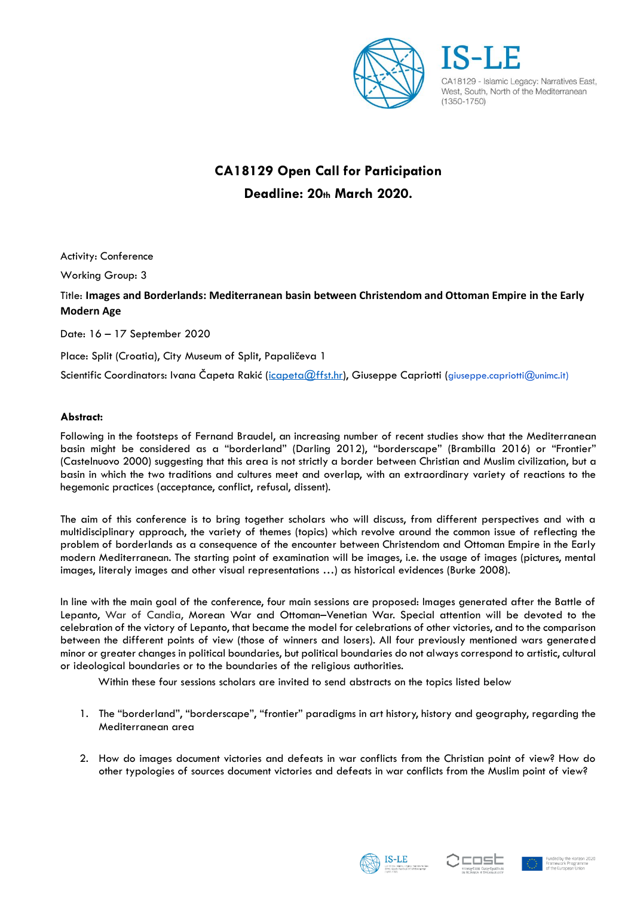IS-LE

CA18129 - Islamic Legacy: Narratives East, West, South, North of the Mediterranean (1350-1750)

# CA18129 Open Call for Participation

## Deadline: 20th March 2020.

Activity: Conference

Working Group: 3

Title: **Images and Borderlands: Mediterranean basin between Christendom and Ottoman Empire in the Early Modern Age**

Date: 16 – 17 September 2020

Place: Split (Croatia), City Museum of Split, Papalićeva 1

Scientific Coordinators: Ivana Čapeta Rakić (icapeta@ffst.hr), Giuseppe Capriotti (giuseppe.capriotti@unimc.it)

**Abstract:**

Following in the footsteps of Fernand Braudel, an increasing number of recent studies show that the Mediterranean basin might be considered as a "borderland" (Darling 2012), "borderscape" (Brambilla 2016) or "Frontier" (Castelnuovo 2000) suggesting that this area is not strictly a border between Christian and Muslim civilization, but a basin in which the two traditions and cultures meet and overlap, with an extraordinary variety of reactions to the hegemonic practices (acceptance, conflict, refusal, dissent).

The aim of this conference is to bring together scholars who will discuss, from different perspectives and with a multidisciplinary approach, the variety of themes (topics) which revolve around the common issue of reflecting the problem of borderlands as a consequence of the encounter between Christendom and Ottoman Empire in the Early modern Mediterranean. The starting point of examination will be images, i.e. the usage of images (pictures, mental images, literaly images and other visual representations …) as historical evidences (Burke 2008).

In line with the main goal of the conference, four main sessions are proposed: Images generated after the Battle of Lepanto, War of Candia, Morean War and Ottoman–Venetian War. Special attention will be devoted to the celebration of the victory of Lepanto, that became the model for celebrations of other victories, and to the comparison between the different points of view (those of winners and losers). All four previously mentioned wars generated minor or greater changes in political boundaries, but political boundaries do not always correspond to artistic, cultural or ideological boundaries or to the boundaries of the religious authorities.

Within these four sessions scholars are invited to send abstracts on the topics listed below

1. The "borderland", "borderscape", "frontier" paradigms in art history, history and geography, regarding the Mediterranean area
2. How do images document victories and defeats in war conflicts from the Christian point of view? How do other typologies of sources document victories and defeats in war conflicts from the Muslim point of view?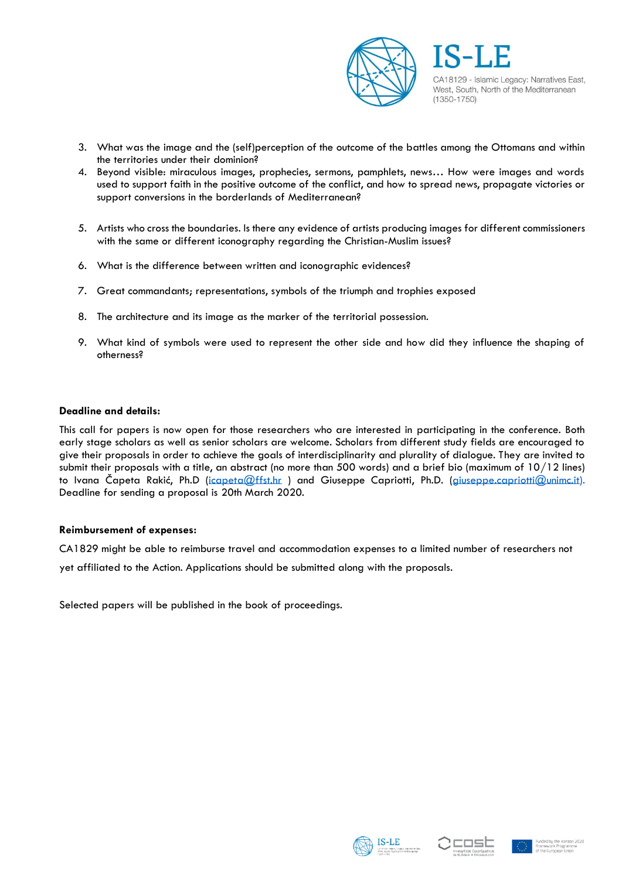3. What was the image and the (self)perception of the outcome of the battles among the Ottomans and within the territories under their dominion?
4. Beyond visible: miraculous images, prophecies, sermons, pamphlets, news… How were images and words used to support faith in the positive outcome of the conflict, and how to spread news, propagate victories or support conversions in the borderlands of Mediterranean?
5. Artists who cross the boundaries. Is there any evidence of artists producing images for different commissioners with the same or different iconography regarding the Christian-Muslim issues?
6. What is the difference between written and iconographic evidences?
7. Great commandants; representations, symbols of the triumph and trophies exposed
8. The architecture and its image as the marker of the territorial possession.
9. What kind of symbols were used to represent the other side and how did they influence the shaping of otherness?

**Deadline and details:**

This call for papers is now open for those researchers who are interested in participating in the conference. Both early stage scholars as well as senior scholars are welcome. Scholars from different study fields are encouraged to give their proposals in order to achieve the goals of interdisciplinarity and plurality of dialogue. They are invited to submit their proposals with a title, an abstract (no more than 500 words) and a brief bio (maximum of 10/12 lines) to Ivana Čapeta Rakić, Ph.D (icapeta@ffst.hr ) and Giuseppe Capriotti, Ph.D. (giuseppe.capriotti@unimc.it). Deadline for sending a proposal is 20th March 2020.

**Reimbursement of expenses:**

CA1829 might be able to reimburse travel and accommodation expenses to a limited number of researchers not yet affiliated to the Action. Applications should be submitted along with the proposals.

Selected papers will be published in the book of proceedings.